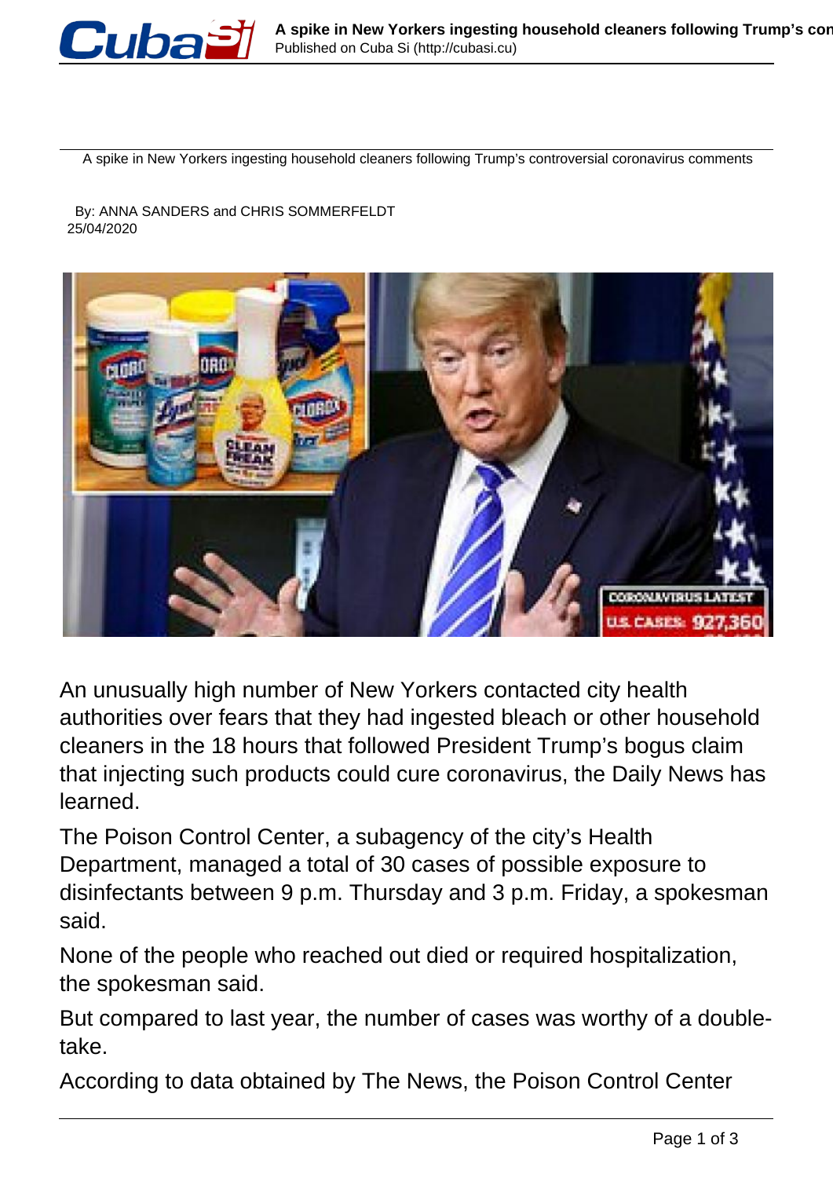# A spike in New Yorkers ingesting household cleaners following Trump's controversial coronavirus comments

By: ANNA SANDERS and CHRIS SOMMERFELDT
25/04/2020

An unusually high number of New Yorkers contacted city health authorities over fears that they had ingested bleach or other household cleaners in the 18 hours that followed President Trump's bogus claim that injecting such products could cure coronavirus, the Daily News has learned.

The Poison Control Center, a subagency of the city's Health Department, managed a total of 30 cases of possible exposure to disinfectants between 9 p.m. Thursday and 3 p.m. Friday, a spokesman said.

None of the people who reached out died or required hospitalization, the spokesman said.

But compared to last year, the number of cases was worthy of a double-take.

According to data obtained by The News, the Poison Control Center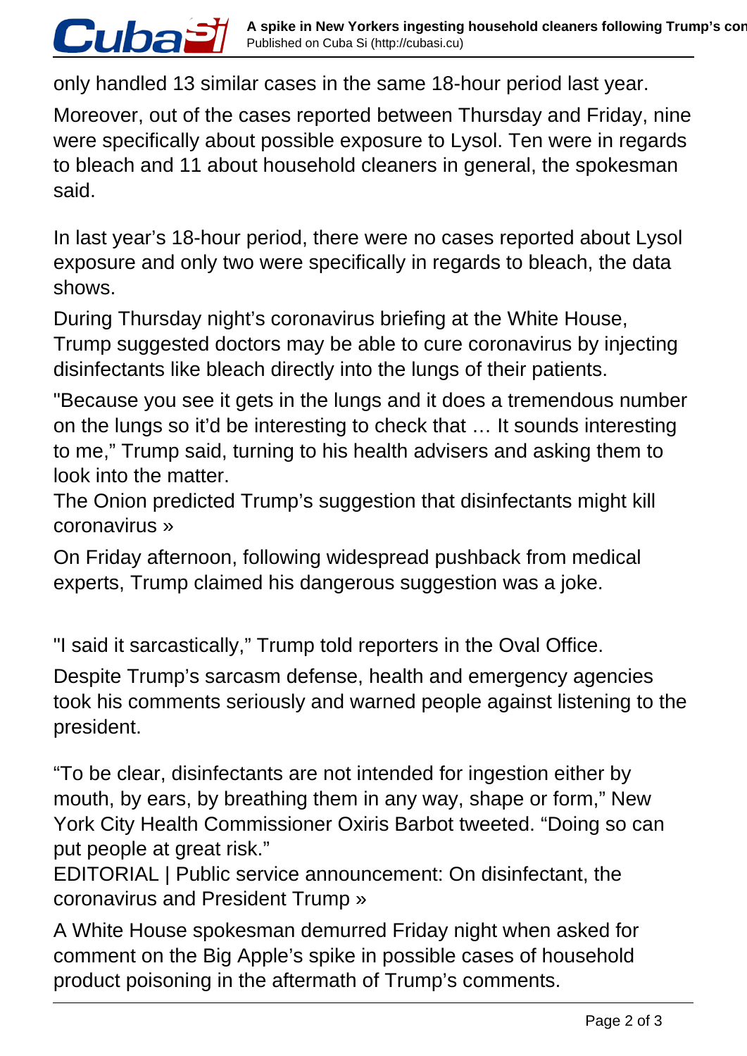only handled 13 similar cases in the same 18-hour period last year.

Moreover, out of the cases reported between Thursday and Friday, nine were specifically about possible exposure to Lysol. Ten were in regards to bleach and 11 about household cleaners in general, the spokesman said.

In last year's 18-hour period, there were no cases reported about Lysol exposure and only two were specifically in regards to bleach, the data shows.

During Thursday night's coronavirus briefing at the White House, Trump suggested doctors may be able to cure coronavirus by injecting disinfectants like bleach directly into the lungs of their patients.

"Because you see it gets in the lungs and it does a tremendous number on the lungs so it'd be interesting to check that … It sounds interesting to me," Trump said, turning to his health advisers and asking them to look into the matter.

The Onion predicted Trump's suggestion that disinfectants might kill coronavirus »

On Friday afternoon, following widespread pushback from medical experts, Trump claimed his dangerous suggestion was a joke.

"I said it sarcastically," Trump told reporters in the Oval Office.

Despite Trump's sarcasm defense, health and emergency agencies took his comments seriously and warned people against listening to the president.

"To be clear, disinfectants are not intended for ingestion either by mouth, by ears, by breathing them in any way, shape or form," New York City Health Commissioner Oxiris Barbot tweeted. "Doing so can put people at great risk."

EDITORIAL | Public service announcement: On disinfectant, the coronavirus and President Trump »

A White House spokesman demurred Friday night when asked for comment on the Big Apple's spike in possible cases of household product poisoning in the aftermath of Trump's comments.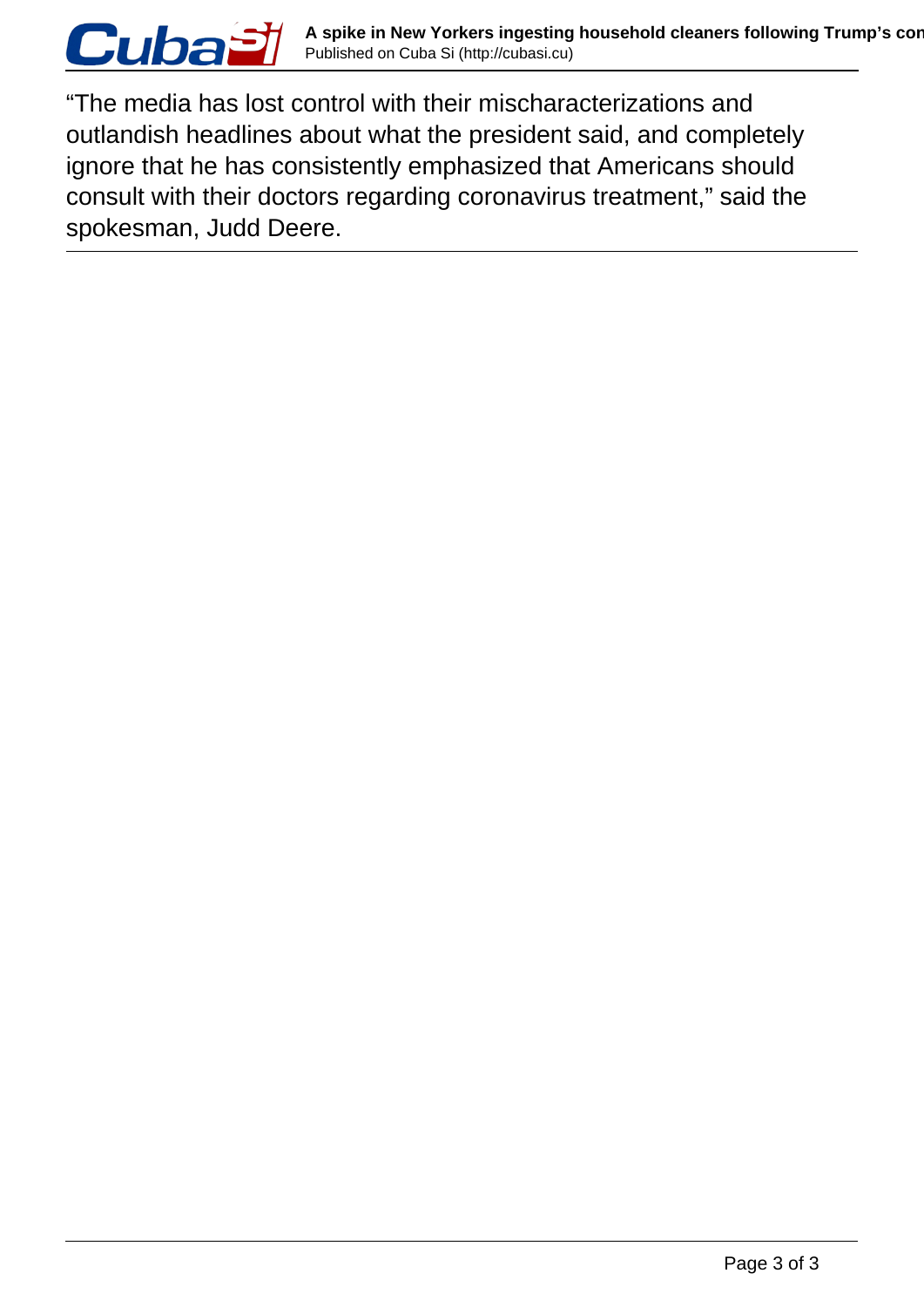“The media has lost control with their mischaracterizations and outlandish headlines about what the president said, and completely ignore that he has consistently emphasized that Americans should consult with their doctors regarding coronavirus treatment,” said the spokesman, Judd Deere.